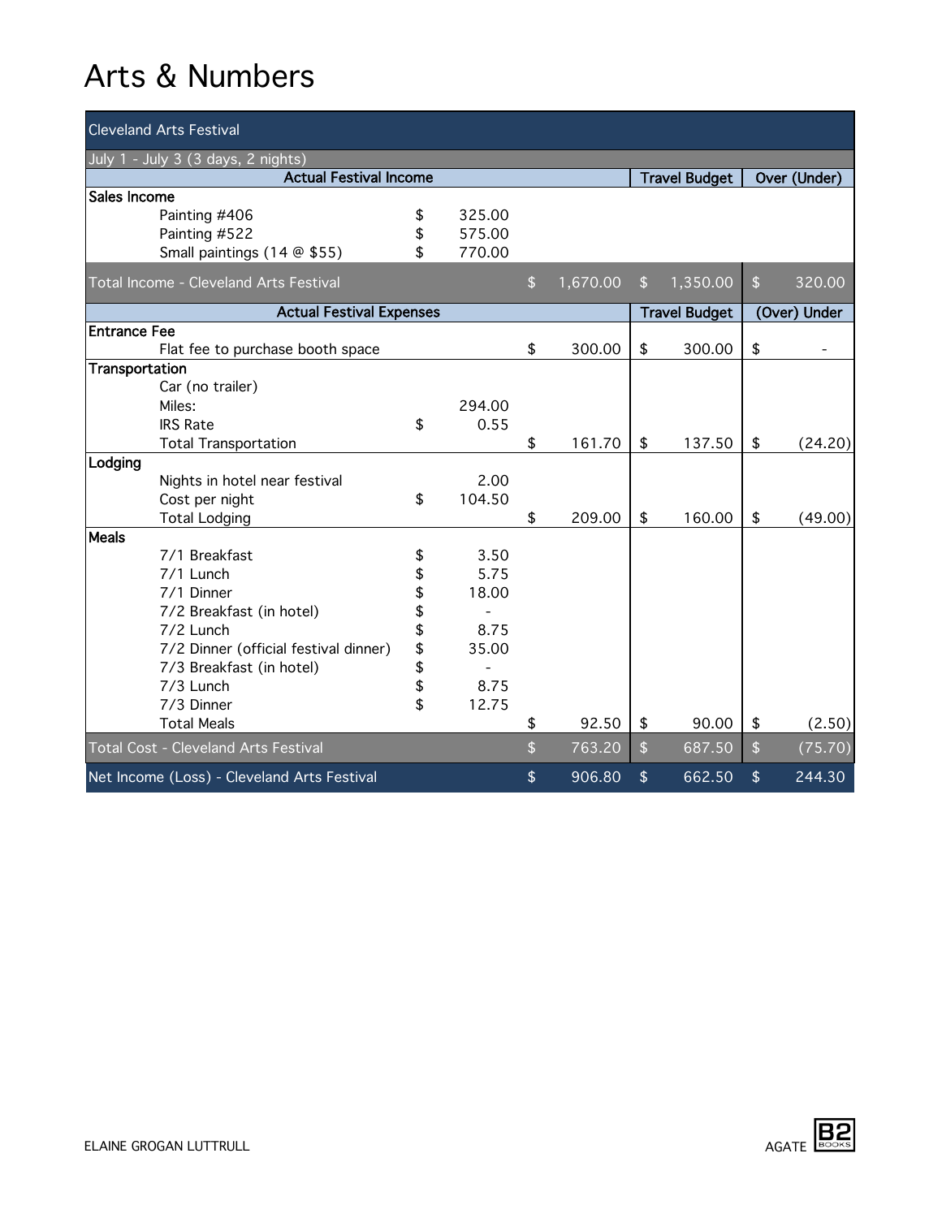# Arts & Numbers

| Cleveland Arts Festival | | | | | |
|---|---|---|---|---|---|
| July 1 - July 3 (3 days, 2 nights) | | | | | |
| **Actual Festival Income** | | | | **Travel Budget** | **Over (Under)** |
| **Sales Income** | | | | | |
| | Painting #406 | $ 325.00 | | | |
| | Painting #522 | $ 575.00 | | | |
| | Small paintings (14 @ $55) | $ 770.00 | | | |
| Total Income - Cleveland Arts Festival | | | $ 1,670.00 | $ 1,350.00 | $ 320.00 |
| **Actual Festival Expenses** | | | | **Travel Budget** | **(Over) Under** |
| **Entrance Fee** | | | | | |
| | Flat fee to purchase booth space | | $ 300.00 | $ 300.00 | $ - |
| **Transportation** | | | | | |
| | Car (no trailer) | | | | |
| | Miles: | 294.00 | | | |
| | IRS Rate | $ 0.55 | | | |
| | Total Transportation | | $ 161.70 | $ 137.50 | $ (24.20) |
| **Lodging** | | | | | |
| | Nights in hotel near festival | 2.00 | | | |
| | Cost per night | $ 104.50 | | | |
| | Total Lodging | | $ 209.00 | $ 160.00 | $ (49.00) |
| **Meals** | | | | | |
| | 7/1 Breakfast | $ 3.50 | | | |
| | 7/1 Lunch | $ 5.75 | | | |
| | 7/1 Dinner | $ 18.00 | | | |
| | 7/2 Breakfast (in hotel) | $ - | | | |
| | 7/2 Lunch | $ 8.75 | | | |
| | 7/2 Dinner (official festival dinner) | $ 35.00 | | | |
| | 7/3 Breakfast (in hotel) | $ - | | | |
| | 7/3 Lunch | $ 8.75 | | | |
| | 7/3 Dinner | $ 12.75 | | | |
| | Total Meals | | $ 92.50 | $ 90.00 | $ (2.50) |
| Total Cost - Cleveland Arts Festival | | | $ 763.20 | $ 687.50 | $ (75.70) |
| Net Income (Loss) - Cleveland Arts Festival | | | $ 906.80 | $ 662.50 | $ 244.30 |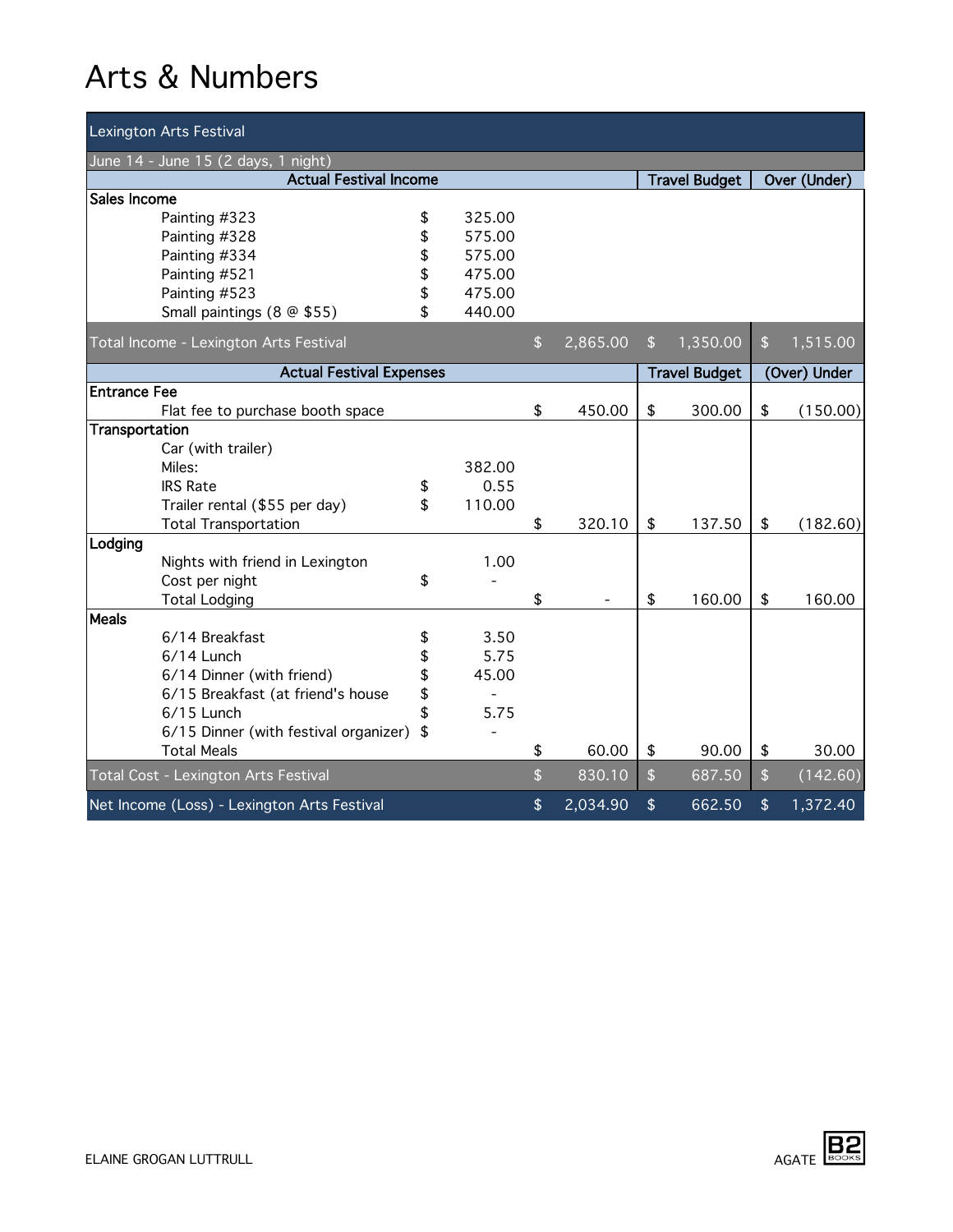# Arts & Numbers

| Lexington Arts Festival | | | | | |
|---|---|---|---|---|---|
| June 14 - June 15 (2 days, 1 night) | | | | | |
| **Actual Festival Income** | | | | **Travel Budget** | **Over (Under)** |
| **Sales Income** | | | | | |
| | Painting #323 | $ 325.00 | | | |
| | Painting #328 | $ 575.00 | | | |
| | Painting #334 | $ 575.00 | | | |
| | Painting #521 | $ 475.00 | | | |
| | Painting #523 | $ 475.00 | | | |
| | Small paintings (8 @ $55) | $ 440.00 | | | |
| Total Income - Lexington Arts Festival | | | $ 2,865.00 | $ 1,350.00 | $ 1,515.00 |
| **Actual Festival Expenses** | | | | **Travel Budget** | **(Over) Under** |
| **Entrance Fee** | | | | | |
| | Flat fee to purchase booth space | | $ 450.00 | $ 300.00 | $ (150.00) |
| **Transportation** | | | | | |
| | Car (with trailer) | | | | |
| | Miles: | 382.00 | | | |
| | IRS Rate | $ 0.55 | | | |
| | Trailer rental ($55 per day) | $ 110.00 | | | |
| | Total Transportation | | $ 320.10 | $ 137.50 | $ (182.60) |
| **Lodging** | | | | | |
| | Nights with friend in Lexington | 1.00 | | | |
| | Cost per night | $ - | | | |
| | Total Lodging | | $ - | $ 160.00 | $ 160.00 |
| **Meals** | | | | | |
| | 6/14 Breakfast | $ 3.50 | | | |
| | 6/14 Lunch | $ 5.75 | | | |
| | 6/14 Dinner (with friend) | $ 45.00 | | | |
| | 6/15 Breakfast (at friend's house | $ - | | | |
| | 6/15 Lunch | $ 5.75 | | | |
| | 6/15 Dinner (with festival organizer) | $ - | | | |
| | Total Meals | | $ 60.00 | $ 90.00 | $ 30.00 |
| Total Cost - Lexington Arts Festival | | | $ 830.10 | $ 687.50 | $ (142.60) |
| Net Income (Loss) - Lexington Arts Festival | | | $ 2,034.90 | $ 662.50 | $ 1,372.40 |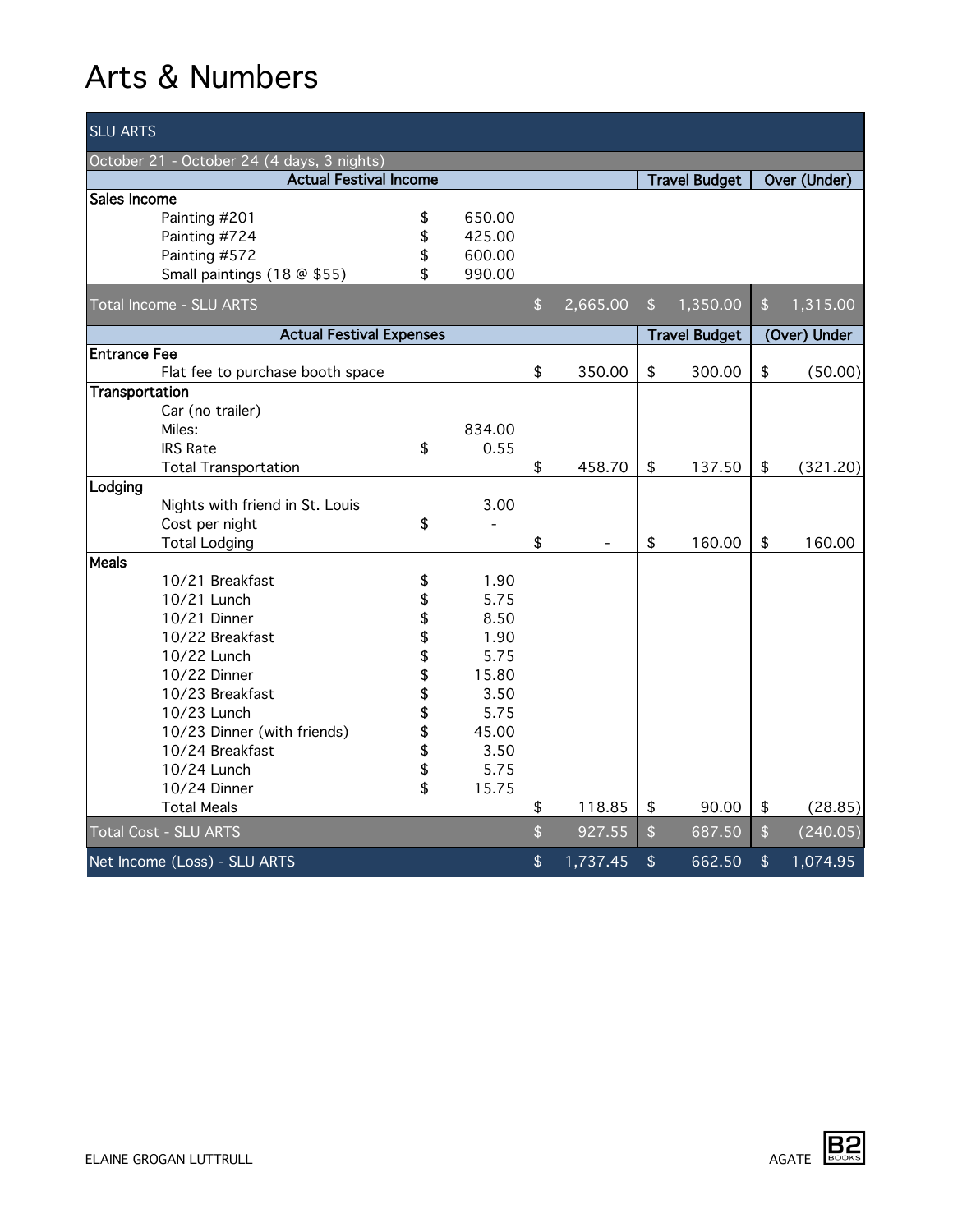# Arts & Numbers

| SLU ARTS | | | | |
|---|---|---|---|---|
| October 21 - October 24 (4 days, 3 nights) | | | | |
| **Actual Festival Income** | | | **Travel Budget** | **Over (Under)** |
| **Sales Income** | | | | |
| Painting #201 | $ 650.00 | | | |
| Painting #724 | $ 425.00 | | | |
| Painting #572 | $ 600.00 | | | |
| Small paintings (18 @ $55) | $ 990.00 | | | |
| Total Income - SLU ARTS | | $ 2,665.00 | $ 1,350.00 | $ 1,315.00 |
| **Actual Festival Expenses** | | | **Travel Budget** | **(Over) Under** |
| **Entrance Fee** | | | | |
| Flat fee to purchase booth space | | $ 350.00 | $ 300.00 | $ (50.00) |
| **Transportation** | | | | |
| Car (no trailer) | | | | |
| Miles: | 834.00 | | | |
| IRS Rate | $ 0.55 | | | |
| Total Transportation | | $ 458.70 | $ 137.50 | $ (321.20) |
| **Lodging** | | | | |
| Nights with friend in St. Louis | 3.00 | | | |
| Cost per night | $ - | | | |
| Total Lodging | | $ - | $ 160.00 | $ 160.00 |
| **Meals** | | | | |
| 10/21 Breakfast | $ 1.90 | | | |
| 10/21 Lunch | $ 5.75 | | | |
| 10/21 Dinner | $ 8.50 | | | |
| 10/22 Breakfast | $ 1.90 | | | |
| 10/22 Lunch | $ 5.75 | | | |
| 10/22 Dinner | $ 15.80 | | | |
| 10/23 Breakfast | $ 3.50 | | | |
| 10/23 Lunch | $ 5.75 | | | |
| 10/23 Dinner (with friends) | $ 45.00 | | | |
| 10/24 Breakfast | $ 3.50 | | | |
| 10/24 Lunch | $ 5.75 | | | |
| 10/24 Dinner | $ 15.75 | | | |
| Total Meals | | $ 118.85 | $ 90.00 | $ (28.85) |
| Total Cost - SLU ARTS | | $ 927.55 | $ 687.50 | $ (240.05) |
| Net Income (Loss) - SLU ARTS | | $ 1,737.45 | $ 662.50 | $ 1,074.95 |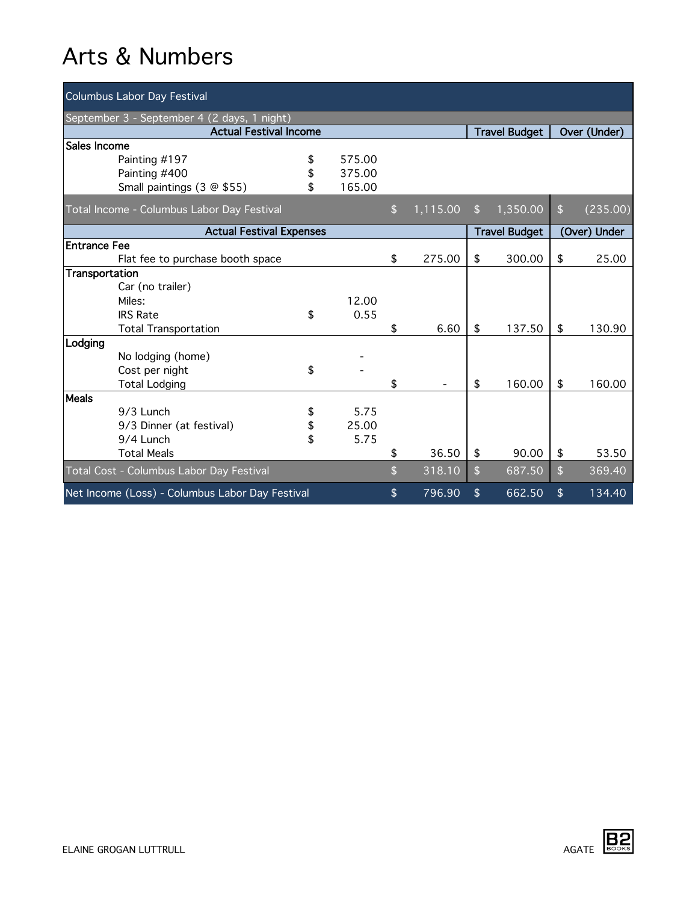# Arts & Numbers

| Columbus Labor Day Festival | | | | | |
|---|---|---|---|---|---|
| September 3 - September 4 (2 days, 1 night) | | | | | |
| **Actual Festival Income** | | | | **Travel Budget** | **Over (Under)** |
| **Sales Income** | | | | | |
| Painting #197 | $ | 575.00 | | | |
| Painting #400 | $ | 375.00 | | | |
| Small paintings (3 @ $55) | $ | 165.00 | | | |
| Total Income - Columbus Labor Day Festival | | | $ 1,115.00 | $ 1,350.00 | $ (235.00) |
| **Actual Festival Expenses** | | | | **Travel Budget** | **(Over) Under** |
| **Entrance Fee** | | | | | |
| Flat fee to purchase booth space | | | $ 275.00 | $ 300.00 | $ 25.00 |
| **Transportation** | | | | | |
| Car (no trailer) | | | | | |
| Miles: | | 12.00 | | | |
| IRS Rate | $ | 0.55 | | | |
| Total Transportation | | | $ 6.60 | $ 137.50 | $ 130.90 |
| **Lodging** | | | | | |
| No lodging (home) | | - | | | |
| Cost per night | $ | - | | | |
| Total Lodging | | | $ - | $ 160.00 | $ 160.00 |
| **Meals** | | | | | |
| 9/3 Lunch | $ | 5.75 | | | |
| 9/3 Dinner (at festival) | $ | 25.00 | | | |
| 9/4 Lunch | $ | 5.75 | | | |
| Total Meals | | | $ 36.50 | $ 90.00 | $ 53.50 |
| Total Cost - Columbus Labor Day Festival | | | $ 318.10 | $ 687.50 | $ 369.40 |
| Net Income (Loss) - Columbus Labor Day Festival | | | $ 796.90 | $ 662.50 | $ 134.40 |

ELAINE GROGAN LUTTRULL

AGATE B2 BOOKS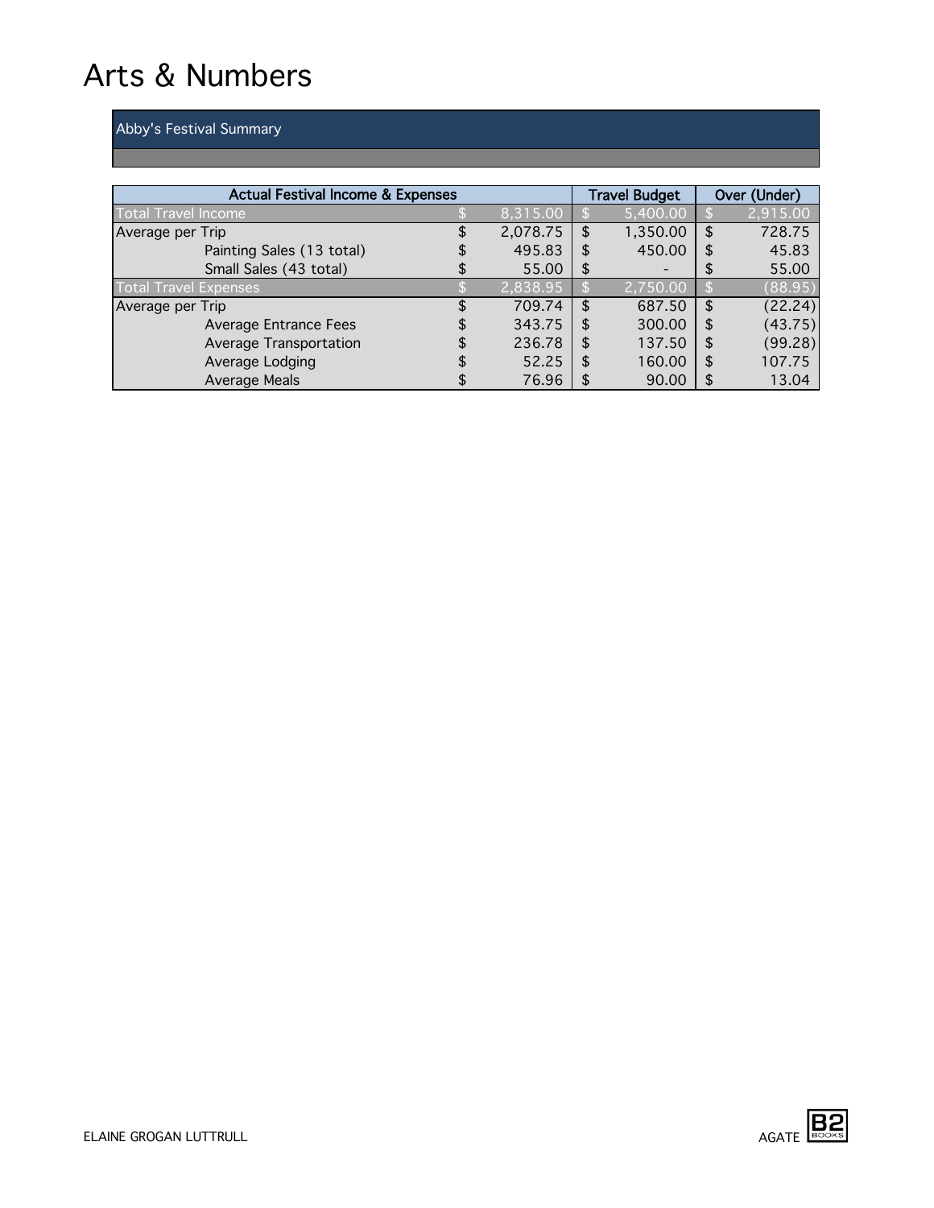# Arts & Numbers

Abby's Festival Summary

| Actual Festival Income & Expenses | | Travel Budget | Over (Under) |
| --- | --- | --- | --- |
| Total Travel Income | $ 8,315.00 | $ 5,400.00 | $ 2,915.00 |
| Average per Trip | $ 2,078.75 | $ 1,350.00 | $ 728.75 |
| Painting Sales (13 total) | $ 495.83 | $ 450.00 | $ 45.83 |
| Small Sales (43 total) | $ 55.00 | $ - | $ 55.00 |
| Total Travel Expenses | $ 2,838.95 | $ 2,750.00 | $ (88.95) |
| Average per Trip | $ 709.74 | $ 687.50 | $ (22.24) |
| Average Entrance Fees | $ 343.75 | $ 300.00 | $ (43.75) |
| Average Transportation | $ 236.78 | $ 137.50 | $ (99.28) |
| Average Lodging | $ 52.25 | $ 160.00 | $ 107.75 |
| Average Meals | $ 76.96 | $ 90.00 | $ 13.04 |